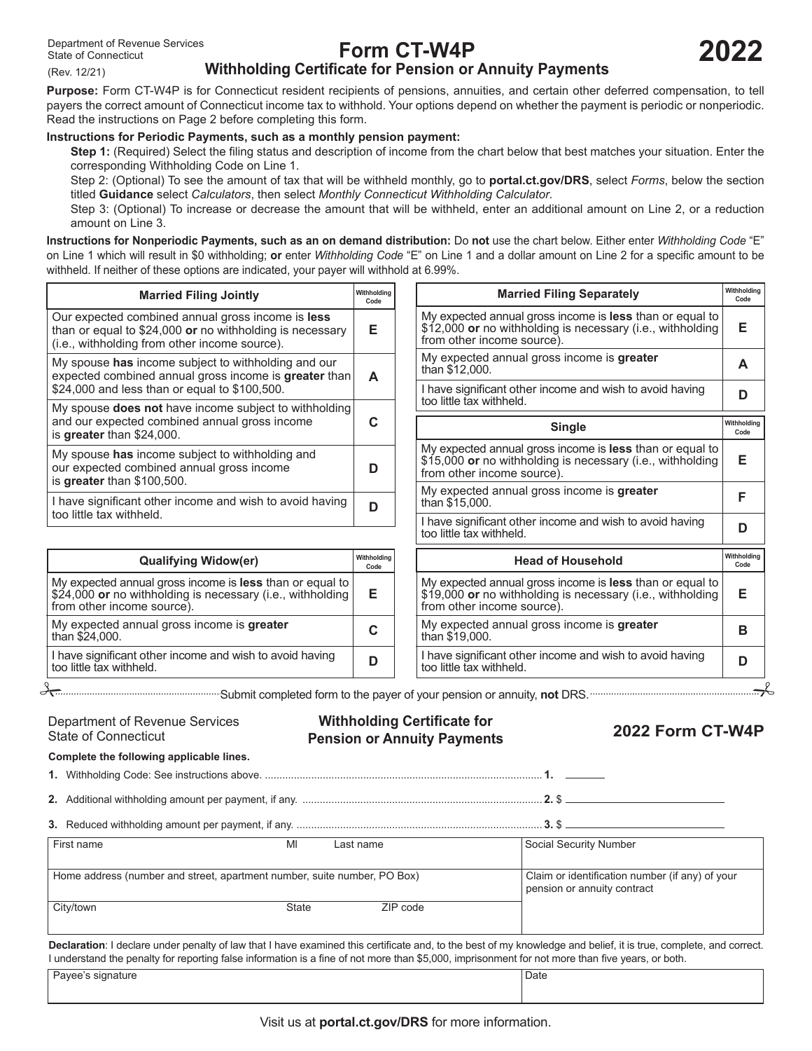Department of Revenue Services
State of Connecticut
(Rev. 12/21)

# Form CT-W4P

## Withholding Certificate for Pension or Annuity Payments

**2022**

**Purpose:** Form CT-W4P is for Connecticut resident recipients of pensions, annuities, and certain other deferred compensation, to tell payers the correct amount of Connecticut income tax to withhold. Your options depend on whether the payment is periodic or nonperiodic. Read the instructions on Page 2 before completing this form.

**Instructions for Periodic Payments, such as a monthly pension payment:**

**Step 1:** (Required) Select the filing status and description of income from the chart below that best matches your situation. Enter the corresponding Withholding Code on Line 1.

Step 2: (Optional) To see the amount of tax that will be withheld monthly, go to **portal.ct.gov/DRS**, select *Forms*, below the section titled **Guidance** select *Calculators*, then select *Monthly Connecticut Withholding Calculator*.

Step 3: (Optional) To increase or decrease the amount that will be withheld, enter an additional amount on Line 2, or a reduction amount on Line 3.

**Instructions for Nonperiodic Payments, such as an on demand distribution:** Do **not** use the chart below. Either enter *Withholding Code* "E" on Line 1 which will result in $0 withholding; **or** enter *Withholding Code* "E" on Line 1 and a dollar amount on Line 2 for a specific amount to be withheld. If neither of these options are indicated, your payer will withhold at 6.99%.

| Married Filing Jointly | Withholding Code |
|---|---|
| Our expected combined annual gross income is **less** than or equal to $24,000 **or** no withholding is necessary (i.e., withholding from other income source). | E |
| My spouse **has** income subject to withholding and our expected combined annual gross income is **greater** than $24,000 and less than or equal to $100,500. | A |
| My spouse **does not** have income subject to withholding and our expected combined annual gross income is **greater** than $24,000. | C |
| My spouse **has** income subject to withholding and our expected combined annual gross income is **greater** than $100,500. | D |
| I have significant other income and wish to avoid having too little tax withheld. | D |

| Married Filing Separately | Withholding Code |
|---|---|
| My expected annual gross income is **less** than or equal to $12,000 **or** no withholding is necessary (i.e., withholding from other income source). | E |
| My expected annual gross income is **greater** than $12,000. | A |
| I have significant other income and wish to avoid having too little tax withheld. | D |

| Single | Withholding Code |
|---|---|
| My expected annual gross income is **less** than or equal to $15,000 **or** no withholding is necessary (i.e., withholding from other income source). | E |
| My expected annual gross income is **greater** than $15,000. | F |
| I have significant other income and wish to avoid having too little tax withheld. | D |

| Qualifying Widow(er) | Withholding Code |
|---|---|
| My expected annual gross income is **less** than or equal to $24,000 **or** no withholding is necessary (i.e., withholding from other income source). | E |
| My expected annual gross income is **greater** than $24,000. | C |
| I have significant other income and wish to avoid having too little tax withheld. | D |

| Head of Household | Withholding Code |
|---|---|
| My expected annual gross income is **less** than or equal to $19,000 **or** no withholding is necessary (i.e., withholding from other income source). | E |
| My expected annual gross income is **greater** than $19,000. | B |
| I have significant other income and wish to avoid having too little tax withheld. | D |

Submit completed form to the payer of your pension or annuity, **not** DRS.

---

Department of Revenue Services
State of Connecticut

**Withholding Certificate for Pension or Annuity Payments**

**2022 Form CT-W4P**

**Complete the following applicable lines.**

**1.** Withholding Code: See instructions above. .......... **1.** ______

**2.** Additional withholding amount per payment, if any. .......... **2.** $ ______

**3.** Reduced withholding amount per payment, if any. .......... **3.** $ ______

| First name | MI | Last name | Social Security Number |
|---|---|---|---|
| Home address (number and street, apartment number, suite number, PO Box) | | | Claim or identification number (if any) of your pension or annuity contract |
| City/town | State | ZIP code | |

**Declaration**: I declare under penalty of law that I have examined this certificate and, to the best of my knowledge and belief, it is true, complete, and correct. I understand the penalty for reporting false information is a fine of not more than $5,000, imprisonment for not more than five years, or both.

| Payee's signature | Date |
|---|---|
| | |

Visit us at **portal.ct.gov/DRS** for more information.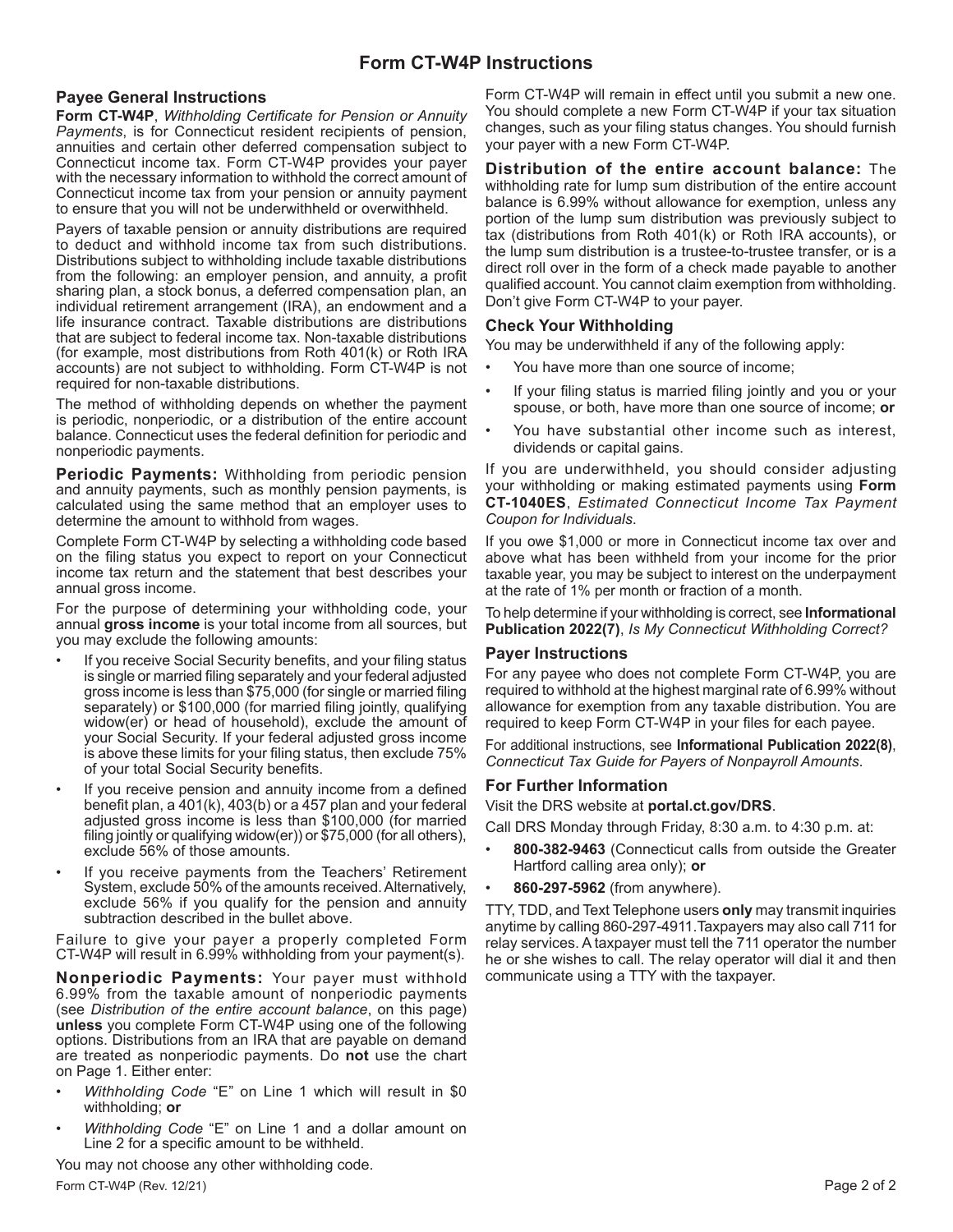# Form CT-W4P Instructions

## Payee General Instructions

**Form CT-W4P**, *Withholding Certificate for Pension or Annuity Payments*, is for Connecticut resident recipients of pension, annuities and certain other deferred compensation subject to Connecticut income tax. Form CT-W4P provides your payer with the necessary information to withhold the correct amount of Connecticut income tax from your pension or annuity payment to ensure that you will not be underwithheld or overwithheld.

Payers of taxable pension or annuity distributions are required to deduct and withhold income tax from such distributions. Distributions subject to withholding include taxable distributions from the following: an employer pension, and annuity, a profit sharing plan, a stock bonus, a deferred compensation plan, an individual retirement arrangement (IRA), an endowment and a life insurance contract. Taxable distributions are distributions that are subject to federal income tax. Non-taxable distributions (for example, most distributions from Roth 401(k) or Roth IRA accounts) are not subject to withholding. Form CT-W4P is not required for non-taxable distributions.

The method of withholding depends on whether the payment is periodic, nonperiodic, or a distribution of the entire account balance. Connecticut uses the federal definition for periodic and nonperiodic payments.

**Periodic Payments:** Withholding from periodic pension and annuity payments, such as monthly pension payments, is calculated using the same method that an employer uses to determine the amount to withhold from wages.

Complete Form CT-W4P by selecting a withholding code based on the filing status you expect to report on your Connecticut income tax return and the statement that best describes your annual gross income.

For the purpose of determining your withholding code, your annual **gross income** is your total income from all sources, but you may exclude the following amounts:

- If you receive Social Security benefits, and your filing status is single or married filing separately and your federal adjusted gross income is less than $75,000 (for single or married filing separately) or $100,000 (for married filing jointly, qualifying widow(er) or head of household), exclude the amount of your Social Security. If your federal adjusted gross income is above these limits for your filing status, then exclude 75% of your total Social Security benefits.
- If you receive pension and annuity income from a defined benefit plan, a 401(k), 403(b) or a 457 plan and your federal adjusted gross income is less than $100,000 (for married filing jointly or qualifying widow(er)) or $75,000 (for all others), exclude 56% of those amounts.
- If you receive payments from the Teachers' Retirement System, exclude 50% of the amounts received. Alternatively, exclude 56% if you qualify for the pension and annuity subtraction described in the bullet above.

Failure to give your payer a properly completed Form CT-W4P will result in 6.99% withholding from your payment(s).

**Nonperiodic Payments:** Your payer must withhold 6.99% from the taxable amount of nonperiodic payments (see *Distribution of the entire account balance*, on this page) **unless** you complete Form CT-W4P using one of the following options. Distributions from an IRA that are payable on demand are treated as nonperiodic payments. Do **not** use the chart on Page 1. Either enter:

- *Withholding Code* "E" on Line 1 which will result in $0 withholding; **or**
- *Withholding Code* "E" on Line 1 and a dollar amount on Line 2 for a specific amount to be withheld.

You may not choose any other withholding code.

Form CT-W4P will remain in effect until you submit a new one. You should complete a new Form CT-W4P if your tax situation changes, such as your filing status changes. You should furnish your payer with a new Form CT-W4P.

**Distribution of the entire account balance:** The withholding rate for lump sum distribution of the entire account balance is 6.99% without allowance for exemption, unless any portion of the lump sum distribution was previously subject to tax (distributions from Roth 401(k) or Roth IRA accounts), or the lump sum distribution is a trustee-to-trustee transfer, or is a direct roll over in the form of a check made payable to another qualified account. You cannot claim exemption from withholding. Don't give Form CT-W4P to your payer.

## Check Your Withholding

You may be underwithheld if any of the following apply:

- You have more than one source of income;
- If your filing status is married filing jointly and you or your spouse, or both, have more than one source of income; **or**
- You have substantial other income such as interest, dividends or capital gains.

If you are underwithheld, you should consider adjusting your withholding or making estimated payments using **Form CT-1040ES**, *Estimated Connecticut Income Tax Payment Coupon for Individuals*.

If you owe $1,000 or more in Connecticut income tax over and above what has been withheld from your income for the prior taxable year, you may be subject to interest on the underpayment at the rate of 1% per month or fraction of a month.

To help determine if your withholding is correct, see **Informational Publication 2022(7)**, *Is My Connecticut Withholding Correct?*

## Payer Instructions

For any payee who does not complete Form CT-W4P, you are required to withhold at the highest marginal rate of 6.99% without allowance for exemption from any taxable distribution. You are required to keep Form CT-W4P in your files for each payee.

For additional instructions, see **Informational Publication 2022(8)**, *Connecticut Tax Guide for Payers of Nonpayroll Amounts*.

## For Further Information

Visit the DRS website at **portal.ct.gov/DRS**.

Call DRS Monday through Friday, 8:30 a.m. to 4:30 p.m. at:

- **800-382-9463** (Connecticut calls from outside the Greater Hartford calling area only); **or**
- **860-297-5962** (from anywhere).

TTY, TDD, and Text Telephone users **only** may transmit inquiries anytime by calling 860-297-4911. Taxpayers may also call 711 for relay services. A taxpayer must tell the 711 operator the number he or she wishes to call. The relay operator will dial it and then communicate using a TTY with the taxpayer.

Form CT-W4P (Rev. 12/21)